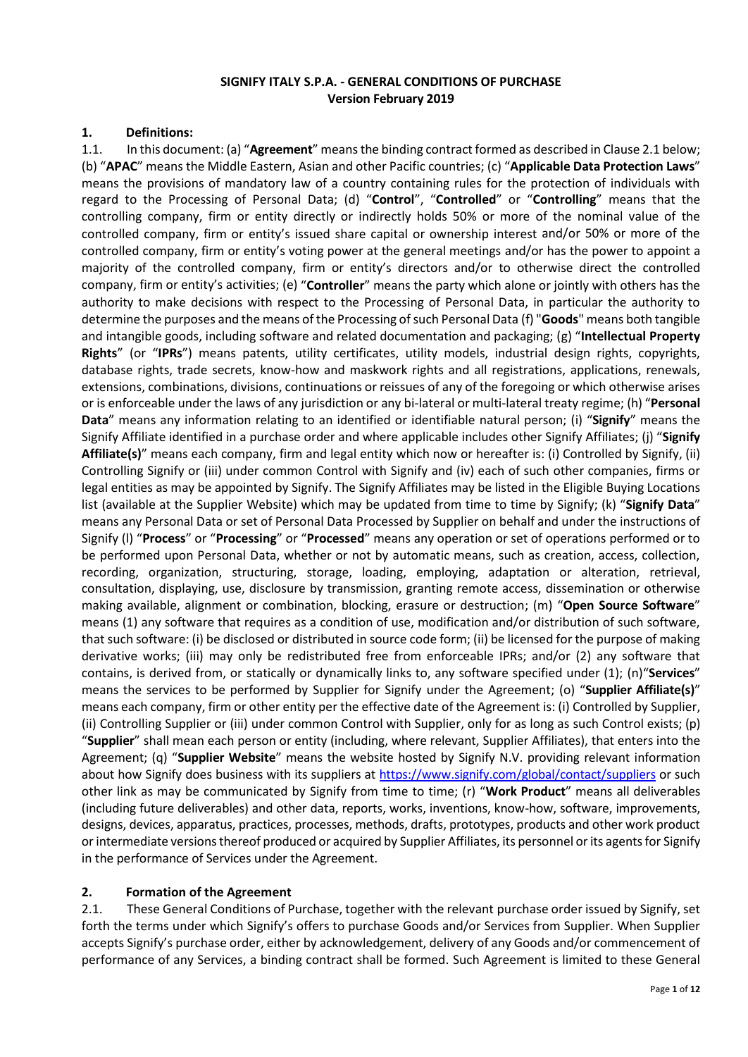# SIGNIFY ITALY S.P.A. - GENERAL CONDITIONS OF PURCHASE
**Version February 2019**

## 1. Definitions:

1.1. In this document: (a) "**Agreement**" means the binding contract formed as described in Clause 2.1 below; (b) "**APAC**" means the Middle Eastern, Asian and other Pacific countries; (c) "**Applicable Data Protection Laws**" means the provisions of mandatory law of a country containing rules for the protection of individuals with regard to the Processing of Personal Data; (d) "**Control**", "**Controlled**" or "**Controlling**" means that the controlling company, firm or entity directly or indirectly holds 50% or more of the nominal value of the controlled company, firm or entity's issued share capital or ownership interest and/or 50% or more of the controlled company, firm or entity's voting power at the general meetings and/or has the power to appoint a majority of the controlled company, firm or entity's directors and/or to otherwise direct the controlled company, firm or entity's activities; (e) "**Controller**" means the party which alone or jointly with others has the authority to make decisions with respect to the Processing of Personal Data, in particular the authority to determine the purposes and the means of the Processing of such Personal Data (f) "**Goods**" means both tangible and intangible goods, including software and related documentation and packaging; (g) "**Intellectual Property Rights**" (or "**IPRs**") means patents, utility certificates, utility models, industrial design rights, copyrights, database rights, trade secrets, know-how and maskwork rights and all registrations, applications, renewals, extensions, combinations, divisions, continuations or reissues of any of the foregoing or which otherwise arises or is enforceable under the laws of any jurisdiction or any bi-lateral or multi-lateral treaty regime; (h) "**Personal Data**" means any information relating to an identified or identifiable natural person; (i) "**Signify**" means the Signify Affiliate identified in a purchase order and where applicable includes other Signify Affiliates; (j) "**Signify Affiliate(s)**" means each company, firm and legal entity which now or hereafter is: (i) Controlled by Signify, (ii) Controlling Signify or (iii) under common Control with Signify and (iv) each of such other companies, firms or legal entities as may be appointed by Signify. The Signify Affiliates may be listed in the Eligible Buying Locations list (available at the Supplier Website) which may be updated from time to time by Signify; (k) "**Signify Data**" means any Personal Data or set of Personal Data Processed by Supplier on behalf and under the instructions of Signify (l) "**Process**" or "**Processing**" or "**Processed**" means any operation or set of operations performed or to be performed upon Personal Data, whether or not by automatic means, such as creation, access, collection, recording, organization, structuring, storage, loading, employing, adaptation or alteration, retrieval, consultation, displaying, use, disclosure by transmission, granting remote access, dissemination or otherwise making available, alignment or combination, blocking, erasure or destruction; (m) "**Open Source Software**" means (1) any software that requires as a condition of use, modification and/or distribution of such software, that such software: (i) be disclosed or distributed in source code form; (ii) be licensed for the purpose of making derivative works; (iii) may only be redistributed free from enforceable IPRs; and/or (2) any software that contains, is derived from, or statically or dynamically links to, any software specified under (1); (n)"**Services**" means the services to be performed by Supplier for Signify under the Agreement; (o) "**Supplier Affiliate(s)**" means each company, firm or other entity per the effective date of the Agreement is: (i) Controlled by Supplier, (ii) Controlling Supplier or (iii) under common Control with Supplier, only for as long as such Control exists; (p) "**Supplier**" shall mean each person or entity (including, where relevant, Supplier Affiliates), that enters into the Agreement; (q) "**Supplier Website**" means the website hosted by Signify N.V. providing relevant information about how Signify does business with its suppliers at https://www.signify.com/global/contact/suppliers or such other link as may be communicated by Signify from time to time; (r) "**Work Product**" means all deliverables (including future deliverables) and other data, reports, works, inventions, know-how, software, improvements, designs, devices, apparatus, practices, processes, methods, drafts, prototypes, products and other work product or intermediate versions thereof produced or acquired by Supplier Affiliates, its personnel or its agents for Signify in the performance of Services under the Agreement.

## 2. Formation of the Agreement

2.1. These General Conditions of Purchase, together with the relevant purchase order issued by Signify, set forth the terms under which Signify's offers to purchase Goods and/or Services from Supplier. When Supplier accepts Signify's purchase order, either by acknowledgement, delivery of any Goods and/or commencement of performance of any Services, a binding contract shall be formed. Such Agreement is limited to these General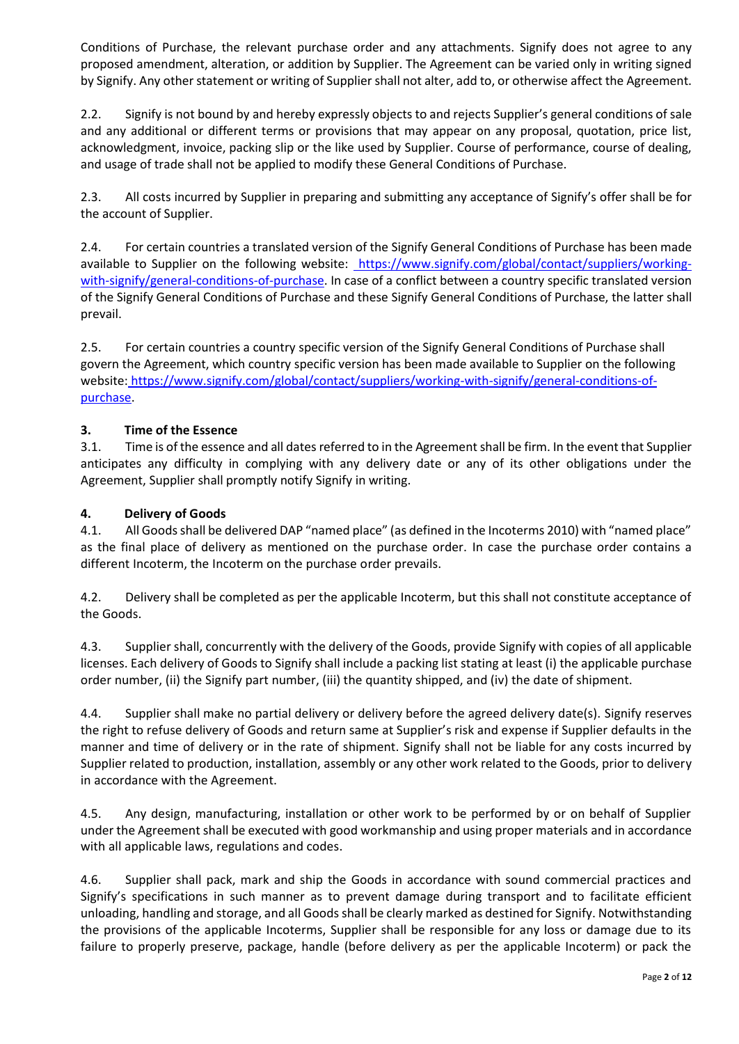Conditions of Purchase, the relevant purchase order and any attachments. Signify does not agree to any proposed amendment, alteration, or addition by Supplier. The Agreement can be varied only in writing signed by Signify. Any other statement or writing of Supplier shall not alter, add to, or otherwise affect the Agreement.

2.2. Signify is not bound by and hereby expressly objects to and rejects Supplier's general conditions of sale and any additional or different terms or provisions that may appear on any proposal, quotation, price list, acknowledgment, invoice, packing slip or the like used by Supplier. Course of performance, course of dealing, and usage of trade shall not be applied to modify these General Conditions of Purchase.

2.3. All costs incurred by Supplier in preparing and submitting any acceptance of Signify's offer shall be for the account of Supplier.

2.4. For certain countries a translated version of the Signify General Conditions of Purchase has been made available to Supplier on the following website: https://www.signify.com/global/contact/suppliers/working-with-signify/general-conditions-of-purchase. In case of a conflict between a country specific translated version of the Signify General Conditions of Purchase and these Signify General Conditions of Purchase, the latter shall prevail.

2.5. For certain countries a country specific version of the Signify General Conditions of Purchase shall govern the Agreement, which country specific version has been made available to Supplier on the following website: https://www.signify.com/global/contact/suppliers/working-with-signify/general-conditions-of-purchase.

**3. Time of the Essence**

3.1. Time is of the essence and all dates referred to in the Agreement shall be firm. In the event that Supplier anticipates any difficulty in complying with any delivery date or any of its other obligations under the Agreement, Supplier shall promptly notify Signify in writing.

**4. Delivery of Goods**

4.1. All Goods shall be delivered DAP "named place" (as defined in the Incoterms 2010) with "named place" as the final place of delivery as mentioned on the purchase order. In case the purchase order contains a different Incoterm, the Incoterm on the purchase order prevails.

4.2. Delivery shall be completed as per the applicable Incoterm, but this shall not constitute acceptance of the Goods.

4.3. Supplier shall, concurrently with the delivery of the Goods, provide Signify with copies of all applicable licenses. Each delivery of Goods to Signify shall include a packing list stating at least (i) the applicable purchase order number, (ii) the Signify part number, (iii) the quantity shipped, and (iv) the date of shipment.

4.4. Supplier shall make no partial delivery or delivery before the agreed delivery date(s). Signify reserves the right to refuse delivery of Goods and return same at Supplier's risk and expense if Supplier defaults in the manner and time of delivery or in the rate of shipment. Signify shall not be liable for any costs incurred by Supplier related to production, installation, assembly or any other work related to the Goods, prior to delivery in accordance with the Agreement.

4.5. Any design, manufacturing, installation or other work to be performed by or on behalf of Supplier under the Agreement shall be executed with good workmanship and using proper materials and in accordance with all applicable laws, regulations and codes.

4.6. Supplier shall pack, mark and ship the Goods in accordance with sound commercial practices and Signify's specifications in such manner as to prevent damage during transport and to facilitate efficient unloading, handling and storage, and all Goods shall be clearly marked as destined for Signify. Notwithstanding the provisions of the applicable Incoterms, Supplier shall be responsible for any loss or damage due to its failure to properly preserve, package, handle (before delivery as per the applicable Incoterm) or pack the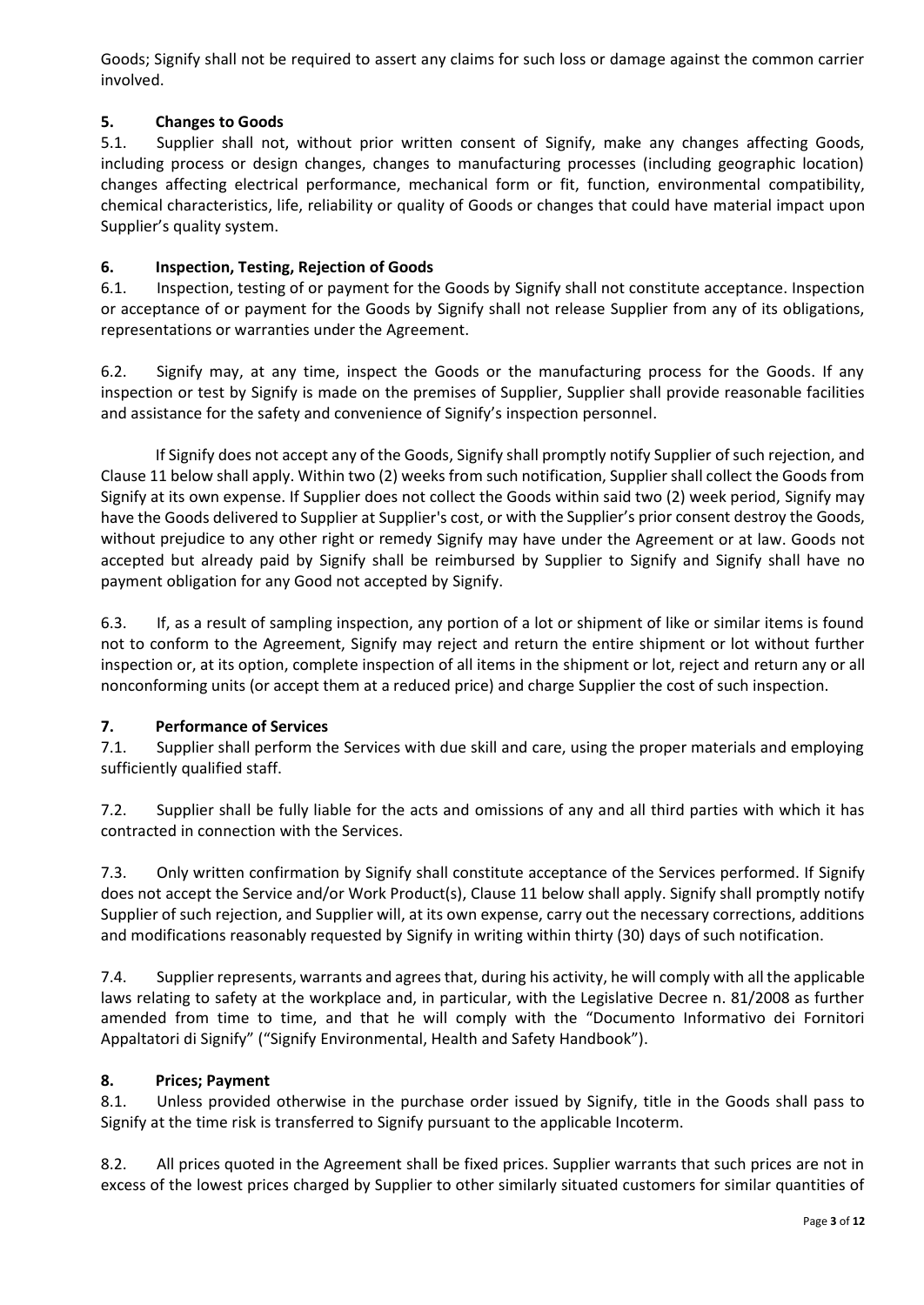Goods; Signify shall not be required to assert any claims for such loss or damage against the common carrier involved.

### 5. Changes to Goods

5.1. Supplier shall not, without prior written consent of Signify, make any changes affecting Goods, including process or design changes, changes to manufacturing processes (including geographic location) changes affecting electrical performance, mechanical form or fit, function, environmental compatibility, chemical characteristics, life, reliability or quality of Goods or changes that could have material impact upon Supplier's quality system.

### 6. Inspection, Testing, Rejection of Goods

6.1. Inspection, testing of or payment for the Goods by Signify shall not constitute acceptance. Inspection or acceptance of or payment for the Goods by Signify shall not release Supplier from any of its obligations, representations or warranties under the Agreement.

6.2. Signify may, at any time, inspect the Goods or the manufacturing process for the Goods. If any inspection or test by Signify is made on the premises of Supplier, Supplier shall provide reasonable facilities and assistance for the safety and convenience of Signify's inspection personnel.

If Signify does not accept any of the Goods, Signify shall promptly notify Supplier of such rejection, and Clause 11 below shall apply. Within two (2) weeks from such notification, Supplier shall collect the Goods from Signify at its own expense. If Supplier does not collect the Goods within said two (2) week period, Signify may have the Goods delivered to Supplier at Supplier's cost, or with the Supplier's prior consent destroy the Goods, without prejudice to any other right or remedy Signify may have under the Agreement or at law. Goods not accepted but already paid by Signify shall be reimbursed by Supplier to Signify and Signify shall have no payment obligation for any Good not accepted by Signify.

6.3. If, as a result of sampling inspection, any portion of a lot or shipment of like or similar items is found not to conform to the Agreement, Signify may reject and return the entire shipment or lot without further inspection or, at its option, complete inspection of all items in the shipment or lot, reject and return any or all nonconforming units (or accept them at a reduced price) and charge Supplier the cost of such inspection.

### 7. Performance of Services

7.1. Supplier shall perform the Services with due skill and care, using the proper materials and employing sufficiently qualified staff.

7.2. Supplier shall be fully liable for the acts and omissions of any and all third parties with which it has contracted in connection with the Services.

7.3. Only written confirmation by Signify shall constitute acceptance of the Services performed. If Signify does not accept the Service and/or Work Product(s), Clause 11 below shall apply. Signify shall promptly notify Supplier of such rejection, and Supplier will, at its own expense, carry out the necessary corrections, additions and modifications reasonably requested by Signify in writing within thirty (30) days of such notification.

7.4. Supplier represents, warrants and agrees that, during his activity, he will comply with all the applicable laws relating to safety at the workplace and, in particular, with the Legislative Decree n. 81/2008 as further amended from time to time, and that he will comply with the "Documento Informativo dei Fornitori Appaltatori di Signify" ("Signify Environmental, Health and Safety Handbook").

### 8. Prices; Payment

8.1. Unless provided otherwise in the purchase order issued by Signify, title in the Goods shall pass to Signify at the time risk is transferred to Signify pursuant to the applicable Incoterm.

8.2. All prices quoted in the Agreement shall be fixed prices. Supplier warrants that such prices are not in excess of the lowest prices charged by Supplier to other similarly situated customers for similar quantities of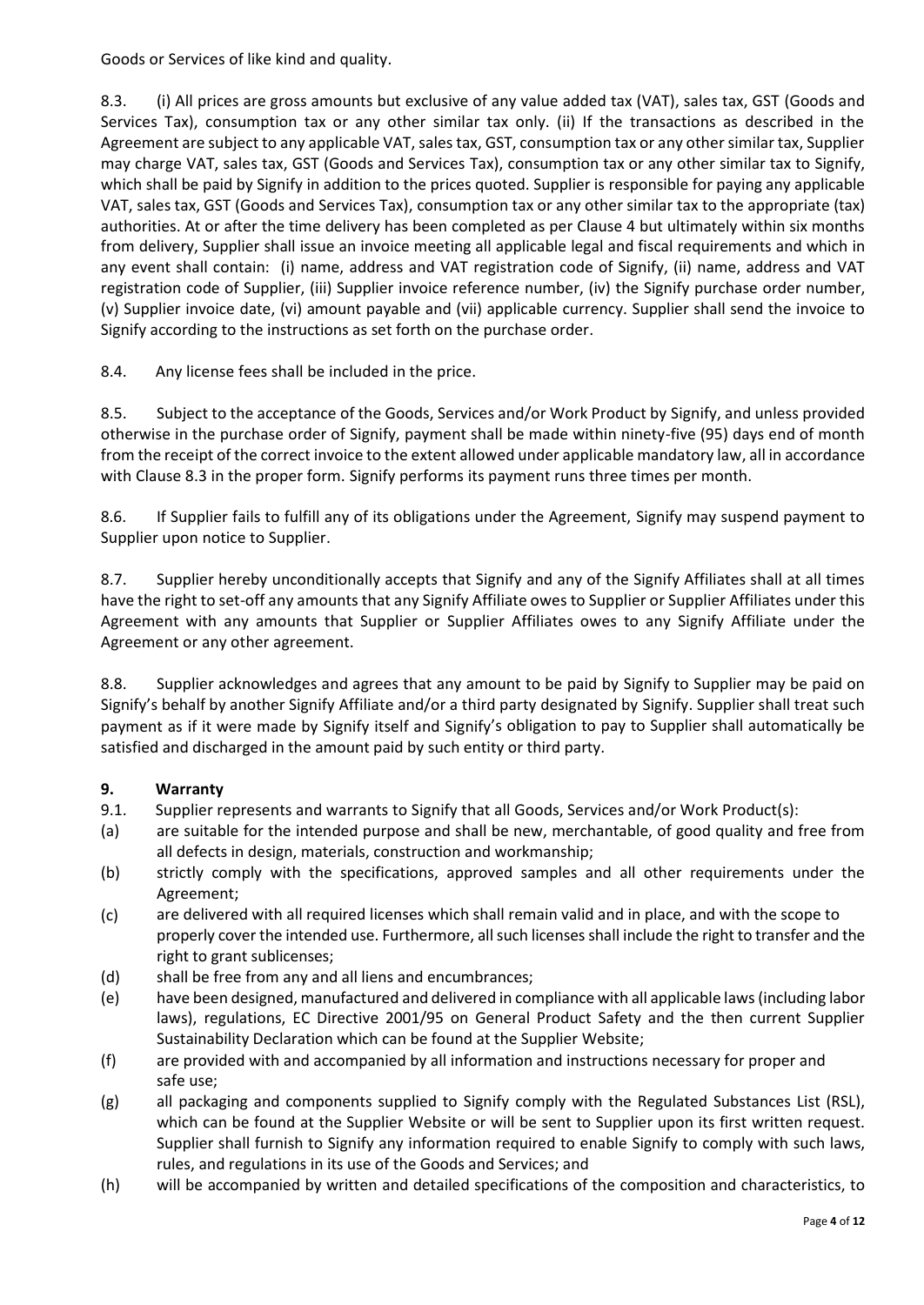Goods or Services of like kind and quality.

8.3. (i) All prices are gross amounts but exclusive of any value added tax (VAT), sales tax, GST (Goods and Services Tax), consumption tax or any other similar tax only. (ii) If the transactions as described in the Agreement are subject to any applicable VAT, sales tax, GST, consumption tax or any other similar tax, Supplier may charge VAT, sales tax, GST (Goods and Services Tax), consumption tax or any other similar tax to Signify, which shall be paid by Signify in addition to the prices quoted. Supplier is responsible for paying any applicable VAT, sales tax, GST (Goods and Services Tax), consumption tax or any other similar tax to the appropriate (tax) authorities. At or after the time delivery has been completed as per Clause 4 but ultimately within six months from delivery, Supplier shall issue an invoice meeting all applicable legal and fiscal requirements and which in any event shall contain: (i) name, address and VAT registration code of Signify, (ii) name, address and VAT registration code of Supplier, (iii) Supplier invoice reference number, (iv) the Signify purchase order number, (v) Supplier invoice date, (vi) amount payable and (vii) applicable currency. Supplier shall send the invoice to Signify according to the instructions as set forth on the purchase order.

8.4. Any license fees shall be included in the price.

8.5. Subject to the acceptance of the Goods, Services and/or Work Product by Signify, and unless provided otherwise in the purchase order of Signify, payment shall be made within ninety-five (95) days end of month from the receipt of the correct invoice to the extent allowed under applicable mandatory law, all in accordance with Clause 8.3 in the proper form. Signify performs its payment runs three times per month.

8.6. If Supplier fails to fulfill any of its obligations under the Agreement, Signify may suspend payment to Supplier upon notice to Supplier.

8.7. Supplier hereby unconditionally accepts that Signify and any of the Signify Affiliates shall at all times have the right to set-off any amounts that any Signify Affiliate owes to Supplier or Supplier Affiliates under this Agreement with any amounts that Supplier or Supplier Affiliates owes to any Signify Affiliate under the Agreement or any other agreement.

8.8. Supplier acknowledges and agrees that any amount to be paid by Signify to Supplier may be paid on Signify's behalf by another Signify Affiliate and/or a third party designated by Signify. Supplier shall treat such payment as if it were made by Signify itself and Signify's obligation to pay to Supplier shall automatically be satisfied and discharged in the amount paid by such entity or third party.

## 9. Warranty

9.1. Supplier represents and warrants to Signify that all Goods, Services and/or Work Product(s):

(a) are suitable for the intended purpose and shall be new, merchantable, of good quality and free from all defects in design, materials, construction and workmanship;

(b) strictly comply with the specifications, approved samples and all other requirements under the Agreement;

(c) are delivered with all required licenses which shall remain valid and in place, and with the scope to properly cover the intended use. Furthermore, all such licenses shall include the right to transfer and the right to grant sublicenses;

(d) shall be free from any and all liens and encumbrances;

(e) have been designed, manufactured and delivered in compliance with all applicable laws (including labor laws), regulations, EC Directive 2001/95 on General Product Safety and the then current Supplier Sustainability Declaration which can be found at the Supplier Website;

(f) are provided with and accompanied by all information and instructions necessary for proper and safe use;

(g) all packaging and components supplied to Signify comply with the Regulated Substances List (RSL), which can be found at the Supplier Website or will be sent to Supplier upon its first written request. Supplier shall furnish to Signify any information required to enable Signify to comply with such laws, rules, and regulations in its use of the Goods and Services; and

(h) will be accompanied by written and detailed specifications of the composition and characteristics, to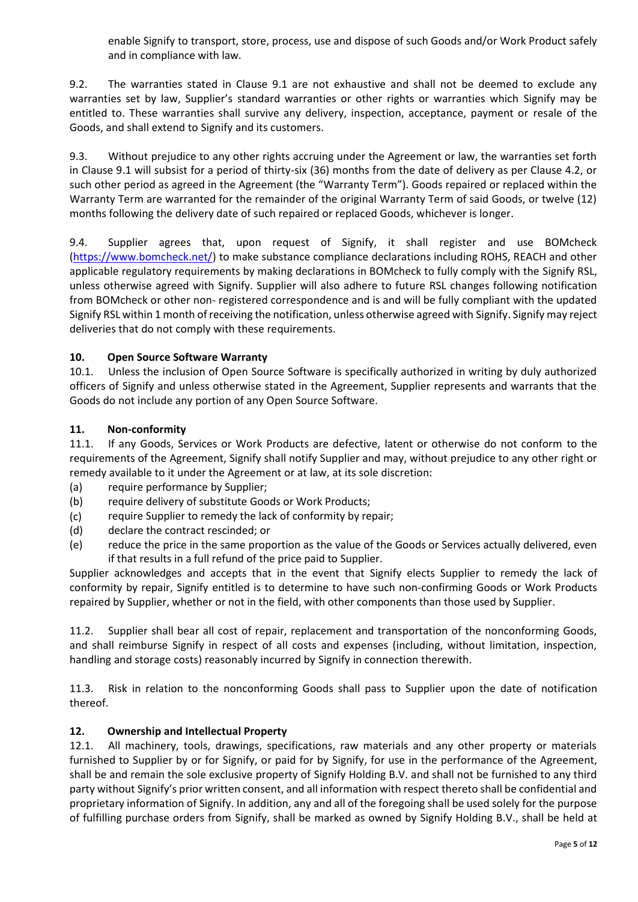enable Signify to transport, store, process, use and dispose of such Goods and/or Work Product safely and in compliance with law.

9.2. The warranties stated in Clause 9.1 are not exhaustive and shall not be deemed to exclude any warranties set by law, Supplier's standard warranties or other rights or warranties which Signify may be entitled to. These warranties shall survive any delivery, inspection, acceptance, payment or resale of the Goods, and shall extend to Signify and its customers.

9.3. Without prejudice to any other rights accruing under the Agreement or law, the warranties set forth in Clause 9.1 will subsist for a period of thirty-six (36) months from the date of delivery as per Clause 4.2, or such other period as agreed in the Agreement (the "Warranty Term"). Goods repaired or replaced within the Warranty Term are warranted for the remainder of the original Warranty Term of said Goods, or twelve (12) months following the delivery date of such repaired or replaced Goods, whichever is longer.

9.4. Supplier agrees that, upon request of Signify, it shall register and use BOMcheck (https://www.bomcheck.net/) to make substance compliance declarations including ROHS, REACH and other applicable regulatory requirements by making declarations in BOMcheck to fully comply with the Signify RSL, unless otherwise agreed with Signify. Supplier will also adhere to future RSL changes following notification from BOMcheck or other non- registered correspondence and is and will be fully compliant with the updated Signify RSL within 1 month of receiving the notification, unless otherwise agreed with Signify. Signify may reject deliveries that do not comply with these requirements.

### 10. Open Source Software Warranty

10.1. Unless the inclusion of Open Source Software is specifically authorized in writing by duly authorized officers of Signify and unless otherwise stated in the Agreement, Supplier represents and warrants that the Goods do not include any portion of any Open Source Software.

### 11. Non-conformity

11.1. If any Goods, Services or Work Products are defective, latent or otherwise do not conform to the requirements of the Agreement, Signify shall notify Supplier and may, without prejudice to any other right or remedy available to it under the Agreement or at law, at its sole discretion:

(a) require performance by Supplier;
(b) require delivery of substitute Goods or Work Products;
(c) require Supplier to remedy the lack of conformity by repair;
(d) declare the contract rescinded; or
(e) reduce the price in the same proportion as the value of the Goods or Services actually delivered, even if that results in a full refund of the price paid to Supplier.

Supplier acknowledges and accepts that in the event that Signify elects Supplier to remedy the lack of conformity by repair, Signify entitled is to determine to have such non-confirming Goods or Work Products repaired by Supplier, whether or not in the field, with other components than those used by Supplier.

11.2. Supplier shall bear all cost of repair, replacement and transportation of the nonconforming Goods, and shall reimburse Signify in respect of all costs and expenses (including, without limitation, inspection, handling and storage costs) reasonably incurred by Signify in connection therewith.

11.3. Risk in relation to the nonconforming Goods shall pass to Supplier upon the date of notification thereof.

### 12. Ownership and Intellectual Property

12.1. All machinery, tools, drawings, specifications, raw materials and any other property or materials furnished to Supplier by or for Signify, or paid for by Signify, for use in the performance of the Agreement, shall be and remain the sole exclusive property of Signify Holding B.V. and shall not be furnished to any third party without Signify's prior written consent, and all information with respect thereto shall be confidential and proprietary information of Signify. In addition, any and all of the foregoing shall be used solely for the purpose of fulfilling purchase orders from Signify, shall be marked as owned by Signify Holding B.V., shall be held at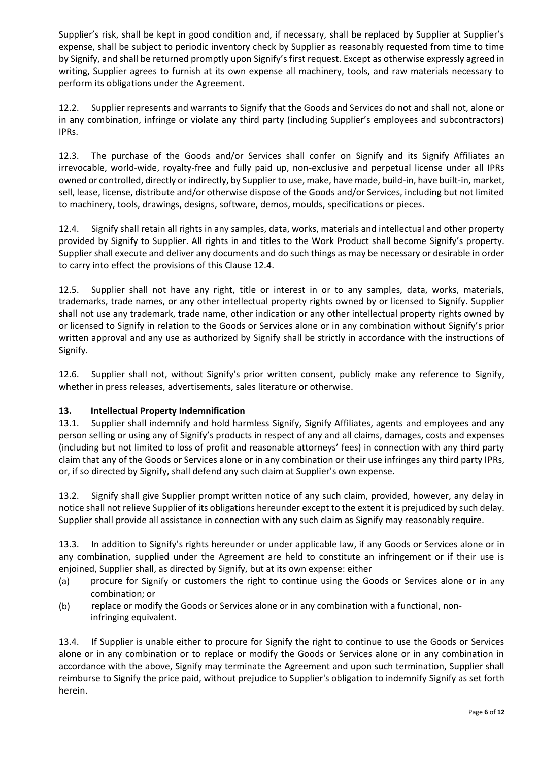Supplier's risk, shall be kept in good condition and, if necessary, shall be replaced by Supplier at Supplier's expense, shall be subject to periodic inventory check by Supplier as reasonably requested from time to time by Signify, and shall be returned promptly upon Signify's first request. Except as otherwise expressly agreed in writing, Supplier agrees to furnish at its own expense all machinery, tools, and raw materials necessary to perform its obligations under the Agreement.

12.2. Supplier represents and warrants to Signify that the Goods and Services do not and shall not, alone or in any combination, infringe or violate any third party (including Supplier's employees and subcontractors) IPRs.

12.3. The purchase of the Goods and/or Services shall confer on Signify and its Signify Affiliates an irrevocable, world-wide, royalty-free and fully paid up, non-exclusive and perpetual license under all IPRs owned or controlled, directly or indirectly, by Supplier to use, make, have made, build-in, have built-in, market, sell, lease, license, distribute and/or otherwise dispose of the Goods and/or Services, including but not limited to machinery, tools, drawings, designs, software, demos, moulds, specifications or pieces.

12.4. Signify shall retain all rights in any samples, data, works, materials and intellectual and other property provided by Signify to Supplier. All rights in and titles to the Work Product shall become Signify's property. Supplier shall execute and deliver any documents and do such things as may be necessary or desirable in order to carry into effect the provisions of this Clause 12.4.

12.5. Supplier shall not have any right, title or interest in or to any samples, data, works, materials, trademarks, trade names, or any other intellectual property rights owned by or licensed to Signify. Supplier shall not use any trademark, trade name, other indication or any other intellectual property rights owned by or licensed to Signify in relation to the Goods or Services alone or in any combination without Signify's prior written approval and any use as authorized by Signify shall be strictly in accordance with the instructions of Signify.

12.6. Supplier shall not, without Signify's prior written consent, publicly make any reference to Signify, whether in press releases, advertisements, sales literature or otherwise.

## 13. Intellectual Property Indemnification

13.1. Supplier shall indemnify and hold harmless Signify, Signify Affiliates, agents and employees and any person selling or using any of Signify's products in respect of any and all claims, damages, costs and expenses (including but not limited to loss of profit and reasonable attorneys' fees) in connection with any third party claim that any of the Goods or Services alone or in any combination or their use infringes any third party IPRs, or, if so directed by Signify, shall defend any such claim at Supplier's own expense.

13.2. Signify shall give Supplier prompt written notice of any such claim, provided, however, any delay in notice shall not relieve Supplier of its obligations hereunder except to the extent it is prejudiced by such delay. Supplier shall provide all assistance in connection with any such claim as Signify may reasonably require.

13.3. In addition to Signify's rights hereunder or under applicable law, if any Goods or Services alone or in any combination, supplied under the Agreement are held to constitute an infringement or if their use is enjoined, Supplier shall, as directed by Signify, but at its own expense: either

(a) procure for Signify or customers the right to continue using the Goods or Services alone or in any combination; or

(b) replace or modify the Goods or Services alone or in any combination with a functional, non-infringing equivalent.

13.4. If Supplier is unable either to procure for Signify the right to continue to use the Goods or Services alone or in any combination or to replace or modify the Goods or Services alone or in any combination in accordance with the above, Signify may terminate the Agreement and upon such termination, Supplier shall reimburse to Signify the price paid, without prejudice to Supplier's obligation to indemnify Signify as set forth herein.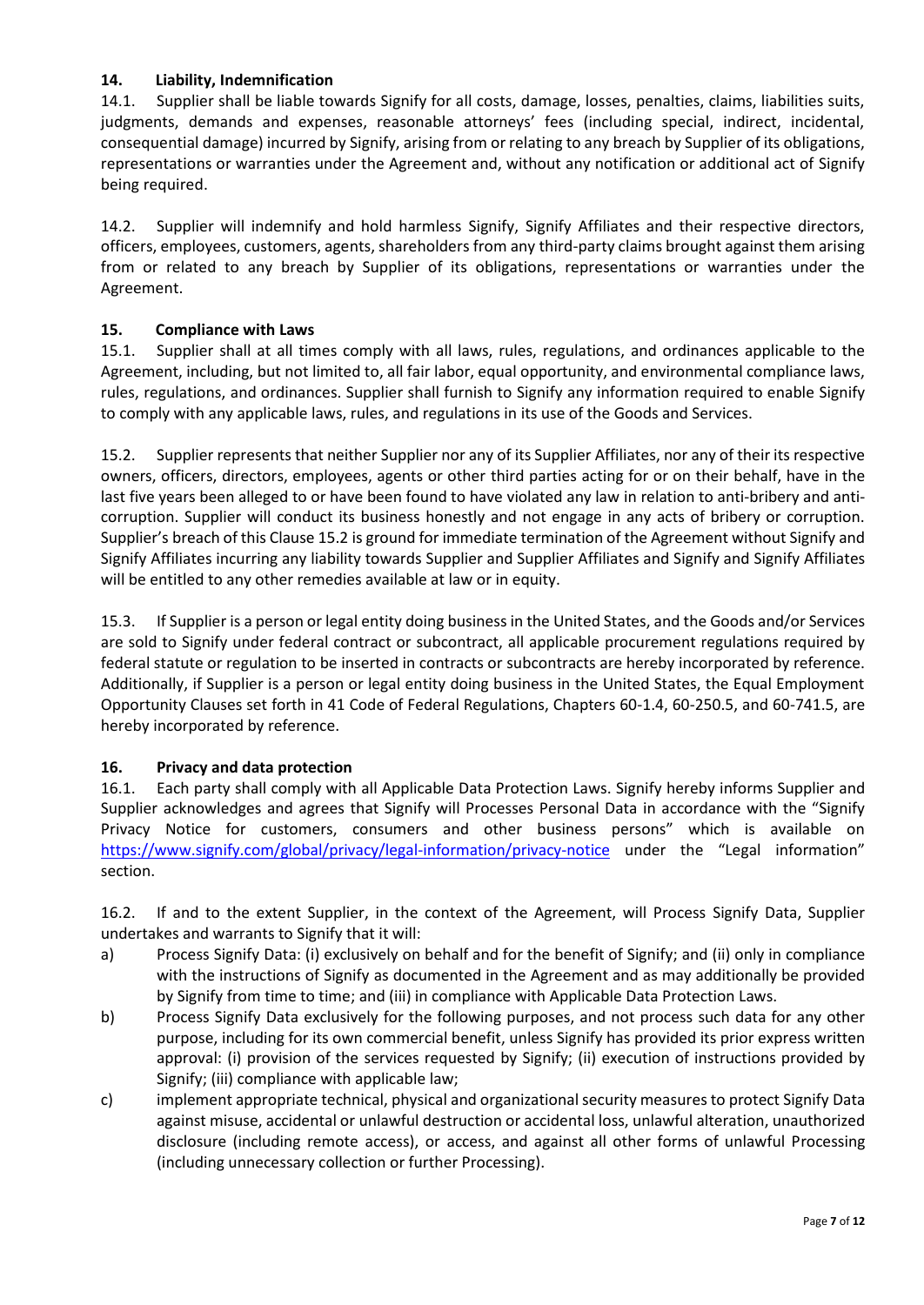## 14. Liability, Indemnification

14.1. Supplier shall be liable towards Signify for all costs, damage, losses, penalties, claims, liabilities suits, judgments, demands and expenses, reasonable attorneys' fees (including special, indirect, incidental, consequential damage) incurred by Signify, arising from or relating to any breach by Supplier of its obligations, representations or warranties under the Agreement and, without any notification or additional act of Signify being required.

14.2. Supplier will indemnify and hold harmless Signify, Signify Affiliates and their respective directors, officers, employees, customers, agents, shareholders from any third-party claims brought against them arising from or related to any breach by Supplier of its obligations, representations or warranties under the Agreement.

## 15. Compliance with Laws

15.1. Supplier shall at all times comply with all laws, rules, regulations, and ordinances applicable to the Agreement, including, but not limited to, all fair labor, equal opportunity, and environmental compliance laws, rules, regulations, and ordinances. Supplier shall furnish to Signify any information required to enable Signify to comply with any applicable laws, rules, and regulations in its use of the Goods and Services.

15.2. Supplier represents that neither Supplier nor any of its Supplier Affiliates, nor any of their its respective owners, officers, directors, employees, agents or other third parties acting for or on their behalf, have in the last five years been alleged to or have been found to have violated any law in relation to anti-bribery and anti-corruption. Supplier will conduct its business honestly and not engage in any acts of bribery or corruption. Supplier's breach of this Clause 15.2 is ground for immediate termination of the Agreement without Signify and Signify Affiliates incurring any liability towards Supplier and Supplier Affiliates and Signify and Signify Affiliates will be entitled to any other remedies available at law or in equity.

15.3. If Supplier is a person or legal entity doing business in the United States, and the Goods and/or Services are sold to Signify under federal contract or subcontract, all applicable procurement regulations required by federal statute or regulation to be inserted in contracts or subcontracts are hereby incorporated by reference. Additionally, if Supplier is a person or legal entity doing business in the United States, the Equal Employment Opportunity Clauses set forth in 41 Code of Federal Regulations, Chapters 60-1.4, 60-250.5, and 60-741.5, are hereby incorporated by reference.

## 16. Privacy and data protection

16.1. Each party shall comply with all Applicable Data Protection Laws. Signify hereby informs Supplier and Supplier acknowledges and agrees that Signify will Processes Personal Data in accordance with the "Signify Privacy Notice for customers, consumers and other business persons" which is available on https://www.signify.com/global/privacy/legal-information/privacy-notice under the "Legal information" section.

16.2. If and to the extent Supplier, in the context of the Agreement, will Process Signify Data, Supplier undertakes and warrants to Signify that it will:

a) Process Signify Data: (i) exclusively on behalf and for the benefit of Signify; and (ii) only in compliance with the instructions of Signify as documented in the Agreement and as may additionally be provided by Signify from time to time; and (iii) in compliance with Applicable Data Protection Laws.

b) Process Signify Data exclusively for the following purposes, and not process such data for any other purpose, including for its own commercial benefit, unless Signify has provided its prior express written approval: (i) provision of the services requested by Signify; (ii) execution of instructions provided by Signify; (iii) compliance with applicable law;

c) implement appropriate technical, physical and organizational security measures to protect Signify Data against misuse, accidental or unlawful destruction or accidental loss, unlawful alteration, unauthorized disclosure (including remote access), or access, and against all other forms of unlawful Processing (including unnecessary collection or further Processing).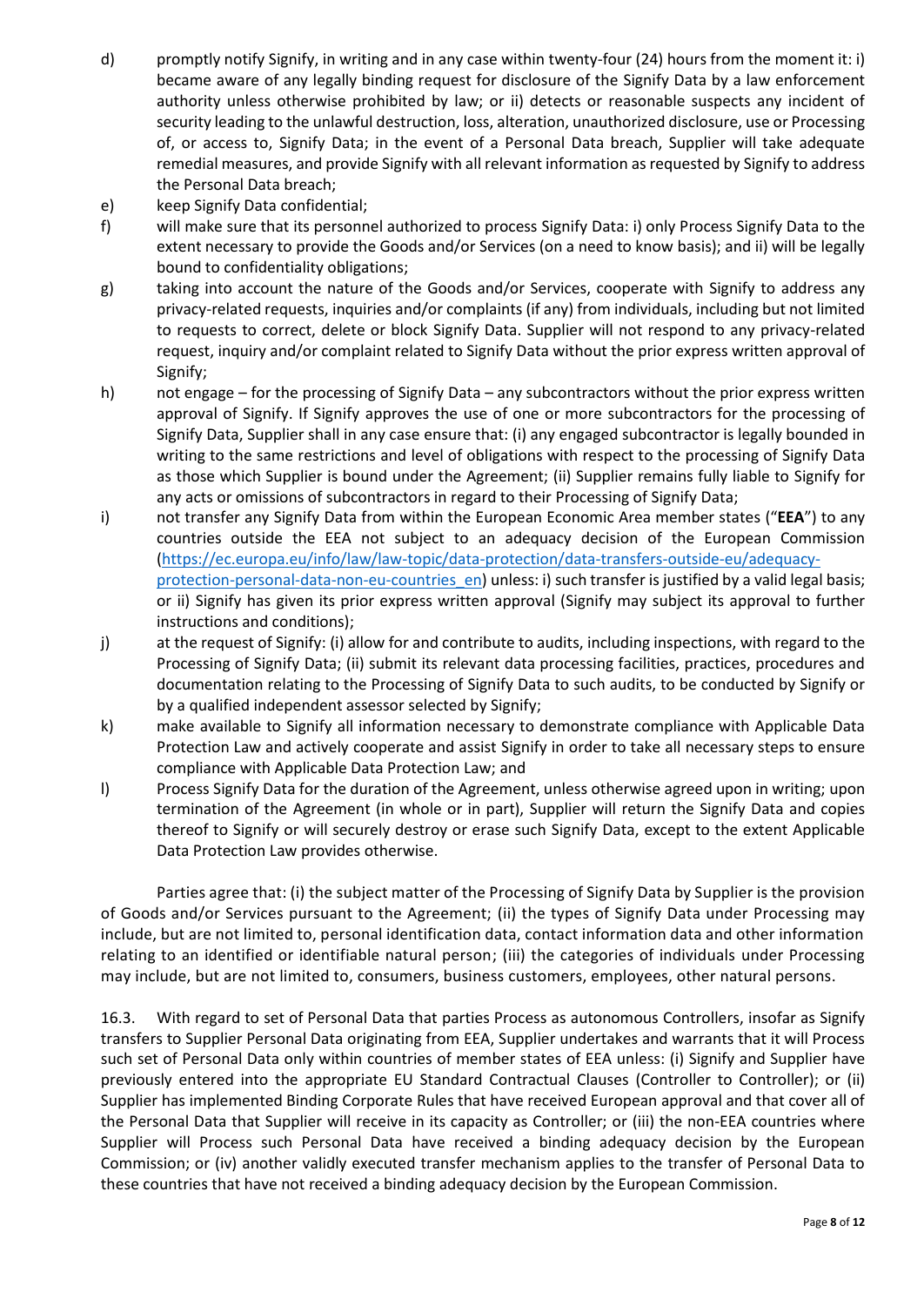d) promptly notify Signify, in writing and in any case within twenty-four (24) hours from the moment it: i) became aware of any legally binding request for disclosure of the Signify Data by a law enforcement authority unless otherwise prohibited by law; or ii) detects or reasonable suspects any incident of security leading to the unlawful destruction, loss, alteration, unauthorized disclosure, use or Processing of, or access to, Signify Data; in the event of a Personal Data breach, Supplier will take adequate remedial measures, and provide Signify with all relevant information as requested by Signify to address the Personal Data breach;

e) keep Signify Data confidential;

f) will make sure that its personnel authorized to process Signify Data: i) only Process Signify Data to the extent necessary to provide the Goods and/or Services (on a need to know basis); and ii) will be legally bound to confidentiality obligations;

g) taking into account the nature of the Goods and/or Services, cooperate with Signify to address any privacy-related requests, inquiries and/or complaints (if any) from individuals, including but not limited to requests to correct, delete or block Signify Data. Supplier will not respond to any privacy-related request, inquiry and/or complaint related to Signify Data without the prior express written approval of Signify;

h) not engage – for the processing of Signify Data – any subcontractors without the prior express written approval of Signify. If Signify approves the use of one or more subcontractors for the processing of Signify Data, Supplier shall in any case ensure that: (i) any engaged subcontractor is legally bounded in writing to the same restrictions and level of obligations with respect to the processing of Signify Data as those which Supplier is bound under the Agreement; (ii) Supplier remains fully liable to Signify for any acts or omissions of subcontractors in regard to their Processing of Signify Data;

i) not transfer any Signify Data from within the European Economic Area member states ("**EEA**") to any countries outside the EEA not subject to an adequacy decision of the European Commission (https://ec.europa.eu/info/law/law-topic/data-protection/data-transfers-outside-eu/adequacy-protection-personal-data-non-eu-countries_en) unless: i) such transfer is justified by a valid legal basis; or ii) Signify has given its prior express written approval (Signify may subject its approval to further instructions and conditions);

j) at the request of Signify: (i) allow for and contribute to audits, including inspections, with regard to the Processing of Signify Data; (ii) submit its relevant data processing facilities, practices, procedures and documentation relating to the Processing of Signify Data to such audits, to be conducted by Signify or by a qualified independent assessor selected by Signify;

k) make available to Signify all information necessary to demonstrate compliance with Applicable Data Protection Law and actively cooperate and assist Signify in order to take all necessary steps to ensure compliance with Applicable Data Protection Law; and

l) Process Signify Data for the duration of the Agreement, unless otherwise agreed upon in writing; upon termination of the Agreement (in whole or in part), Supplier will return the Signify Data and copies thereof to Signify or will securely destroy or erase such Signify Data, except to the extent Applicable Data Protection Law provides otherwise.

Parties agree that: (i) the subject matter of the Processing of Signify Data by Supplier is the provision of Goods and/or Services pursuant to the Agreement; (ii) the types of Signify Data under Processing may include, but are not limited to, personal identification data, contact information data and other information relating to an identified or identifiable natural person; (iii) the categories of individuals under Processing may include, but are not limited to, consumers, business customers, employees, other natural persons.

16.3. With regard to set of Personal Data that parties Process as autonomous Controllers, insofar as Signify transfers to Supplier Personal Data originating from EEA, Supplier undertakes and warrants that it will Process such set of Personal Data only within countries of member states of EEA unless: (i) Signify and Supplier have previously entered into the appropriate EU Standard Contractual Clauses (Controller to Controller); or (ii) Supplier has implemented Binding Corporate Rules that have received European approval and that cover all of the Personal Data that Supplier will receive in its capacity as Controller; or (iii) the non-EEA countries where Supplier will Process such Personal Data have received a binding adequacy decision by the European Commission; or (iv) another validly executed transfer mechanism applies to the transfer of Personal Data to these countries that have not received a binding adequacy decision by the European Commission.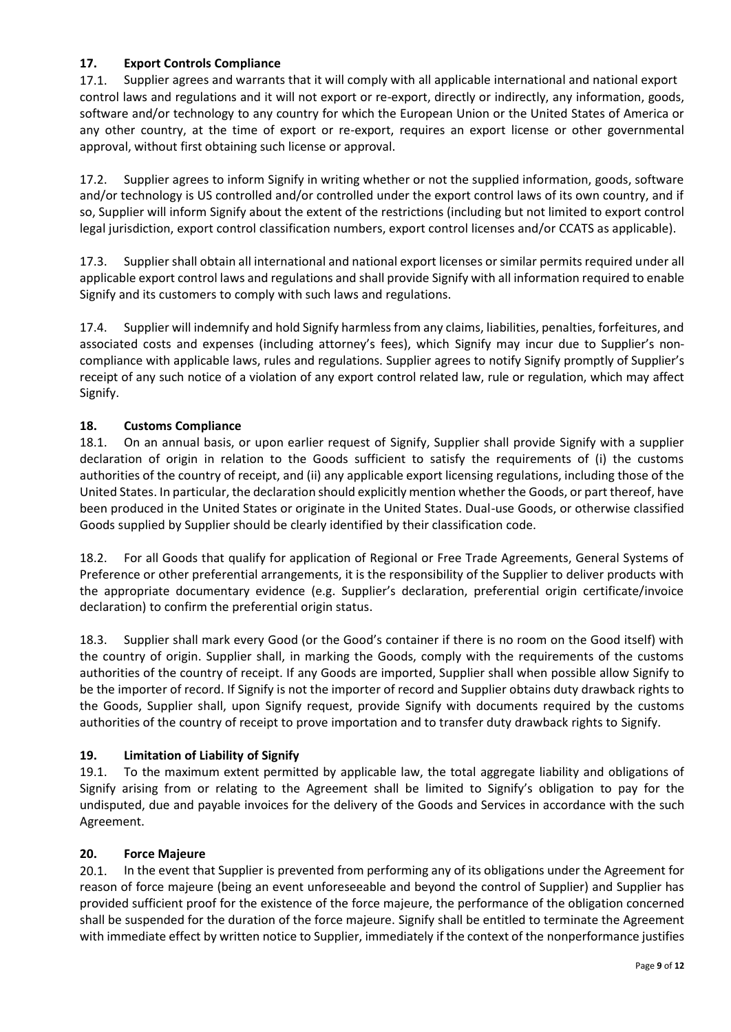## 17. Export Controls Compliance

17.1. Supplier agrees and warrants that it will comply with all applicable international and national export control laws and regulations and it will not export or re-export, directly or indirectly, any information, goods, software and/or technology to any country for which the European Union or the United States of America or any other country, at the time of export or re-export, requires an export license or other governmental approval, without first obtaining such license or approval.

17.2. Supplier agrees to inform Signify in writing whether or not the supplied information, goods, software and/or technology is US controlled and/or controlled under the export control laws of its own country, and if so, Supplier will inform Signify about the extent of the restrictions (including but not limited to export control legal jurisdiction, export control classification numbers, export control licenses and/or CCATS as applicable).

17.3. Supplier shall obtain all international and national export licenses or similar permits required under all applicable export control laws and regulations and shall provide Signify with all information required to enable Signify and its customers to comply with such laws and regulations.

17.4. Supplier will indemnify and hold Signify harmless from any claims, liabilities, penalties, forfeitures, and associated costs and expenses (including attorney's fees), which Signify may incur due to Supplier's non-compliance with applicable laws, rules and regulations. Supplier agrees to notify Signify promptly of Supplier's receipt of any such notice of a violation of any export control related law, rule or regulation, which may affect Signify.

## 18. Customs Compliance

18.1. On an annual basis, or upon earlier request of Signify, Supplier shall provide Signify with a supplier declaration of origin in relation to the Goods sufficient to satisfy the requirements of (i) the customs authorities of the country of receipt, and (ii) any applicable export licensing regulations, including those of the United States. In particular, the declaration should explicitly mention whether the Goods, or part thereof, have been produced in the United States or originate in the United States. Dual-use Goods, or otherwise classified Goods supplied by Supplier should be clearly identified by their classification code.

18.2. For all Goods that qualify for application of Regional or Free Trade Agreements, General Systems of Preference or other preferential arrangements, it is the responsibility of the Supplier to deliver products with the appropriate documentary evidence (e.g. Supplier's declaration, preferential origin certificate/invoice declaration) to confirm the preferential origin status.

18.3. Supplier shall mark every Good (or the Good's container if there is no room on the Good itself) with the country of origin. Supplier shall, in marking the Goods, comply with the requirements of the customs authorities of the country of receipt. If any Goods are imported, Supplier shall when possible allow Signify to be the importer of record. If Signify is not the importer of record and Supplier obtains duty drawback rights to the Goods, Supplier shall, upon Signify request, provide Signify with documents required by the customs authorities of the country of receipt to prove importation and to transfer duty drawback rights to Signify.

## 19. Limitation of Liability of Signify

19.1. To the maximum extent permitted by applicable law, the total aggregate liability and obligations of Signify arising from or relating to the Agreement shall be limited to Signify's obligation to pay for the undisputed, due and payable invoices for the delivery of the Goods and Services in accordance with the such Agreement.

## 20. Force Majeure

20.1. In the event that Supplier is prevented from performing any of its obligations under the Agreement for reason of force majeure (being an event unforeseeable and beyond the control of Supplier) and Supplier has provided sufficient proof for the existence of the force majeure, the performance of the obligation concerned shall be suspended for the duration of the force majeure. Signify shall be entitled to terminate the Agreement with immediate effect by written notice to Supplier, immediately if the context of the nonperformance justifies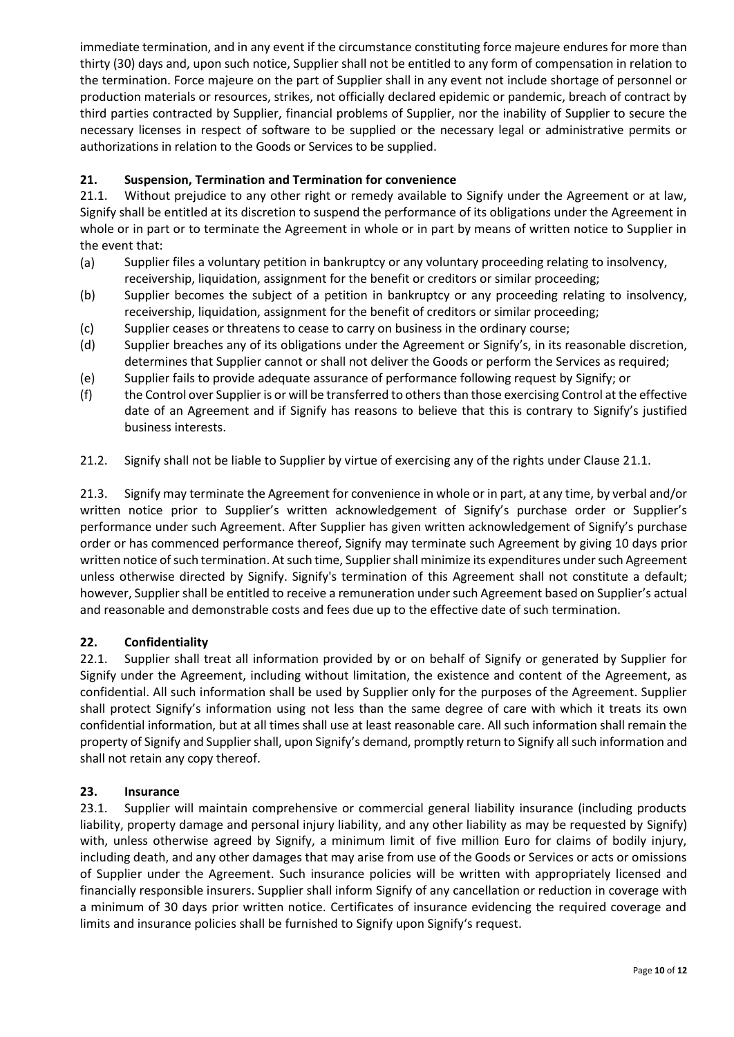immediate termination, and in any event if the circumstance constituting force majeure endures for more than thirty (30) days and, upon such notice, Supplier shall not be entitled to any form of compensation in relation to the termination. Force majeure on the part of Supplier shall in any event not include shortage of personnel or production materials or resources, strikes, not officially declared epidemic or pandemic, breach of contract by third parties contracted by Supplier, financial problems of Supplier, nor the inability of Supplier to secure the necessary licenses in respect of software to be supplied or the necessary legal or administrative permits or authorizations in relation to the Goods or Services to be supplied.

## 21. Suspension, Termination and Termination for convenience

21.1. Without prejudice to any other right or remedy available to Signify under the Agreement or at law, Signify shall be entitled at its discretion to suspend the performance of its obligations under the Agreement in whole or in part or to terminate the Agreement in whole or in part by means of written notice to Supplier in the event that:

(a) Supplier files a voluntary petition in bankruptcy or any voluntary proceeding relating to insolvency, receivership, liquidation, assignment for the benefit or creditors or similar proceeding;

(b) Supplier becomes the subject of a petition in bankruptcy or any proceeding relating to insolvency, receivership, liquidation, assignment for the benefit of creditors or similar proceeding;

(c) Supplier ceases or threatens to cease to carry on business in the ordinary course;

(d) Supplier breaches any of its obligations under the Agreement or Signify's, in its reasonable discretion, determines that Supplier cannot or shall not deliver the Goods or perform the Services as required;

(e) Supplier fails to provide adequate assurance of performance following request by Signify; or

(f) the Control over Supplier is or will be transferred to others than those exercising Control at the effective date of an Agreement and if Signify has reasons to believe that this is contrary to Signify's justified business interests.

21.2. Signify shall not be liable to Supplier by virtue of exercising any of the rights under Clause 21.1.

21.3. Signify may terminate the Agreement for convenience in whole or in part, at any time, by verbal and/or written notice prior to Supplier's written acknowledgement of Signify's purchase order or Supplier's performance under such Agreement. After Supplier has given written acknowledgement of Signify's purchase order or has commenced performance thereof, Signify may terminate such Agreement by giving 10 days prior written notice of such termination. At such time, Supplier shall minimize its expenditures under such Agreement unless otherwise directed by Signify. Signify's termination of this Agreement shall not constitute a default; however, Supplier shall be entitled to receive a remuneration under such Agreement based on Supplier's actual and reasonable and demonstrable costs and fees due up to the effective date of such termination.

## 22. Confidentiality

22.1. Supplier shall treat all information provided by or on behalf of Signify or generated by Supplier for Signify under the Agreement, including without limitation, the existence and content of the Agreement, as confidential. All such information shall be used by Supplier only for the purposes of the Agreement. Supplier shall protect Signify's information using not less than the same degree of care with which it treats its own confidential information, but at all times shall use at least reasonable care. All such information shall remain the property of Signify and Supplier shall, upon Signify's demand, promptly return to Signify all such information and shall not retain any copy thereof.

## 23. Insurance

23.1. Supplier will maintain comprehensive or commercial general liability insurance (including products liability, property damage and personal injury liability, and any other liability as may be requested by Signify) with, unless otherwise agreed by Signify, a minimum limit of five million Euro for claims of bodily injury, including death, and any other damages that may arise from use of the Goods or Services or acts or omissions of Supplier under the Agreement. Such insurance policies will be written with appropriately licensed and financially responsible insurers. Supplier shall inform Signify of any cancellation or reduction in coverage with a minimum of 30 days prior written notice. Certificates of insurance evidencing the required coverage and limits and insurance policies shall be furnished to Signify upon Signify's request.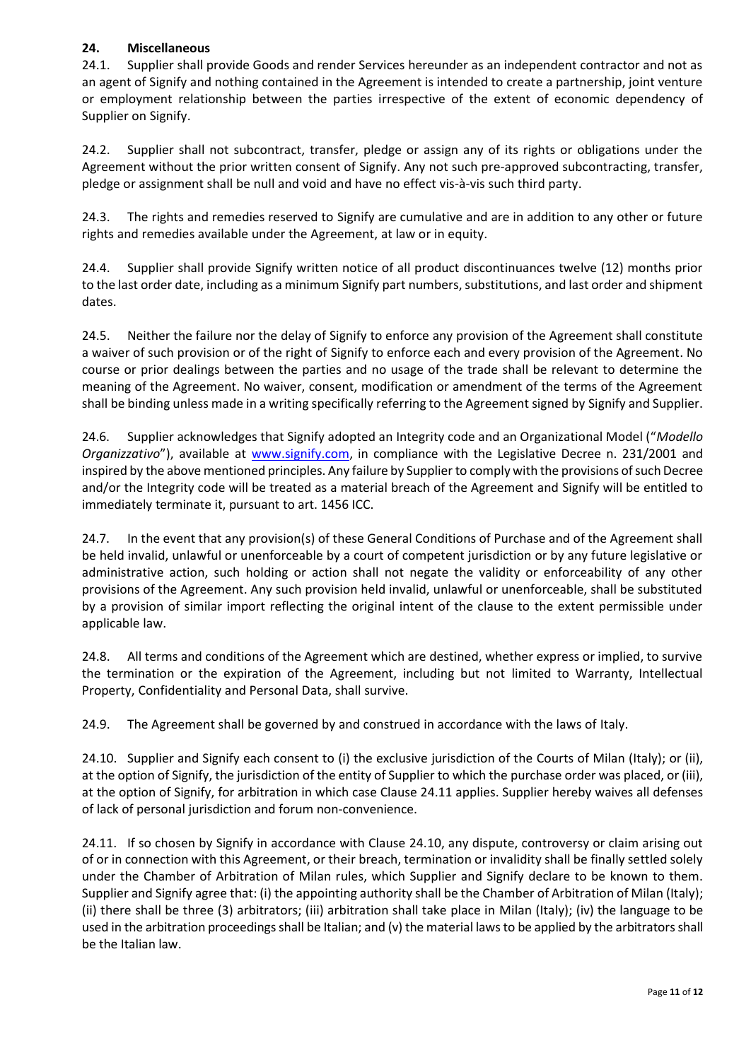## 24. Miscellaneous

24.1. Supplier shall provide Goods and render Services hereunder as an independent contractor and not as an agent of Signify and nothing contained in the Agreement is intended to create a partnership, joint venture or employment relationship between the parties irrespective of the extent of economic dependency of Supplier on Signify.

24.2. Supplier shall not subcontract, transfer, pledge or assign any of its rights or obligations under the Agreement without the prior written consent of Signify. Any not such pre-approved subcontracting, transfer, pledge or assignment shall be null and void and have no effect vis-à-vis such third party.

24.3. The rights and remedies reserved to Signify are cumulative and are in addition to any other or future rights and remedies available under the Agreement, at law or in equity.

24.4. Supplier shall provide Signify written notice of all product discontinuances twelve (12) months prior to the last order date, including as a minimum Signify part numbers, substitutions, and last order and shipment dates.

24.5. Neither the failure nor the delay of Signify to enforce any provision of the Agreement shall constitute a waiver of such provision or of the right of Signify to enforce each and every provision of the Agreement. No course or prior dealings between the parties and no usage of the trade shall be relevant to determine the meaning of the Agreement. No waiver, consent, modification or amendment of the terms of the Agreement shall be binding unless made in a writing specifically referring to the Agreement signed by Signify and Supplier.

24.6. Supplier acknowledges that Signify adopted an Integrity code and an Organizational Model ("*Modello Organizzativo*"), available at [www.signify.com](http://www.signify.com), in compliance with the Legislative Decree n. 231/2001 and inspired by the above mentioned principles. Any failure by Supplier to comply with the provisions of such Decree and/or the Integrity code will be treated as a material breach of the Agreement and Signify will be entitled to immediately terminate it, pursuant to art. 1456 ICC.

24.7. In the event that any provision(s) of these General Conditions of Purchase and of the Agreement shall be held invalid, unlawful or unenforceable by a court of competent jurisdiction or by any future legislative or administrative action, such holding or action shall not negate the validity or enforceability of any other provisions of the Agreement. Any such provision held invalid, unlawful or unenforceable, shall be substituted by a provision of similar import reflecting the original intent of the clause to the extent permissible under applicable law.

24.8. All terms and conditions of the Agreement which are destined, whether express or implied, to survive the termination or the expiration of the Agreement, including but not limited to Warranty, Intellectual Property, Confidentiality and Personal Data, shall survive.

24.9. The Agreement shall be governed by and construed in accordance with the laws of Italy.

24.10. Supplier and Signify each consent to (i) the exclusive jurisdiction of the Courts of Milan (Italy); or (ii), at the option of Signify, the jurisdiction of the entity of Supplier to which the purchase order was placed, or (iii), at the option of Signify, for arbitration in which case Clause 24.11 applies. Supplier hereby waives all defenses of lack of personal jurisdiction and forum non-convenience.

24.11. If so chosen by Signify in accordance with Clause 24.10, any dispute, controversy or claim arising out of or in connection with this Agreement, or their breach, termination or invalidity shall be finally settled solely under the Chamber of Arbitration of Milan rules, which Supplier and Signify declare to be known to them. Supplier and Signify agree that: (i) the appointing authority shall be the Chamber of Arbitration of Milan (Italy); (ii) there shall be three (3) arbitrators; (iii) arbitration shall take place in Milan (Italy); (iv) the language to be used in the arbitration proceedings shall be Italian; and (v) the material laws to be applied by the arbitrators shall be the Italian law.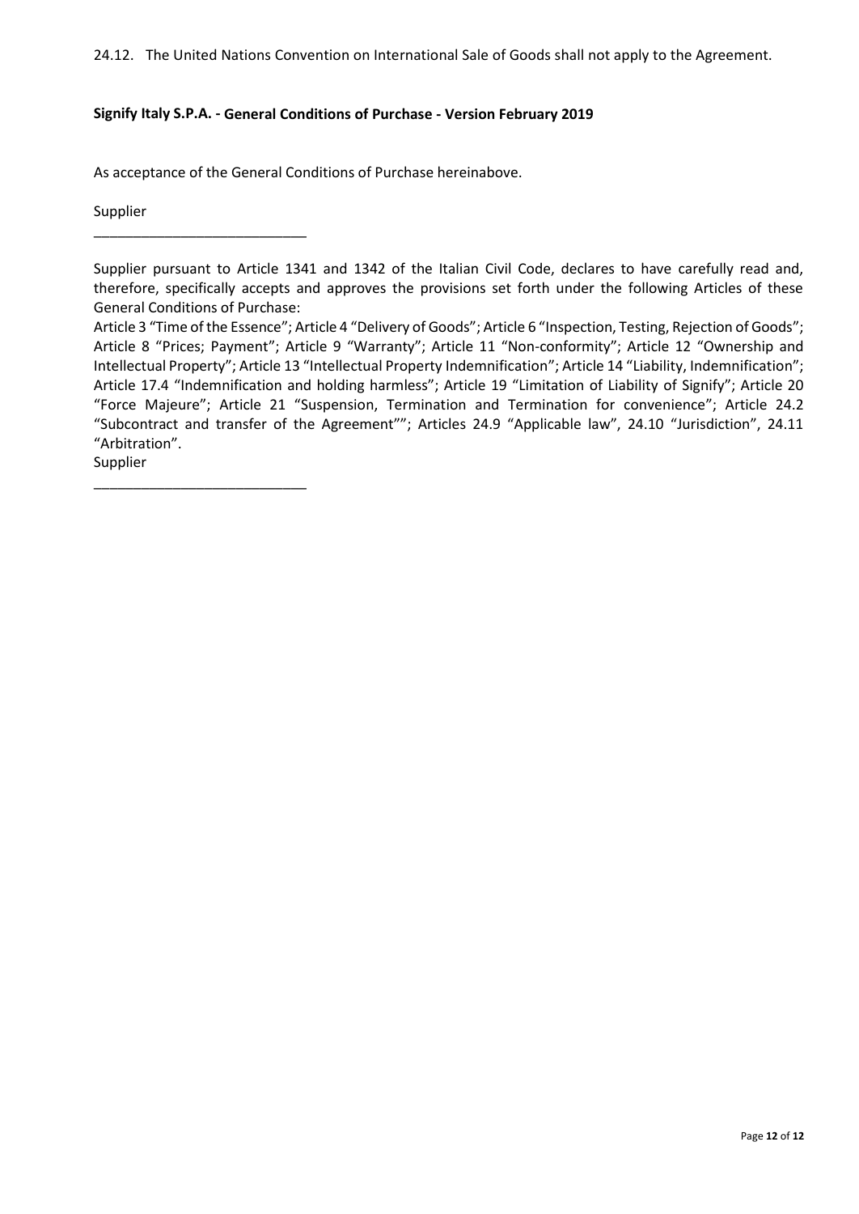24.12. The United Nations Convention on International Sale of Goods shall not apply to the Agreement.

**Signify Italy S.P.A. - General Conditions of Purchase - Version February 2019**

As acceptance of the General Conditions of Purchase hereinabove.

Supplier

___________________________

Supplier pursuant to Article 1341 and 1342 of the Italian Civil Code, declares to have carefully read and, therefore, specifically accepts and approves the provisions set forth under the following Articles of these General Conditions of Purchase:

Article 3 "Time of the Essence"; Article 4 "Delivery of Goods"; Article 6 "Inspection, Testing, Rejection of Goods"; Article 8 "Prices; Payment"; Article 9 "Warranty"; Article 11 "Non-conformity"; Article 12 "Ownership and Intellectual Property"; Article 13 "Intellectual Property Indemnification"; Article 14 "Liability, Indemnification"; Article 17.4 "Indemnification and holding harmless"; Article 19 "Limitation of Liability of Signify"; Article 20 "Force Majeure"; Article 21 "Suspension, Termination and Termination for convenience"; Article 24.2 "Subcontract and transfer of the Agreement""; Articles 24.9 "Applicable law", 24.10 "Jurisdiction", 24.11 "Arbitration".

Supplier

___________________________